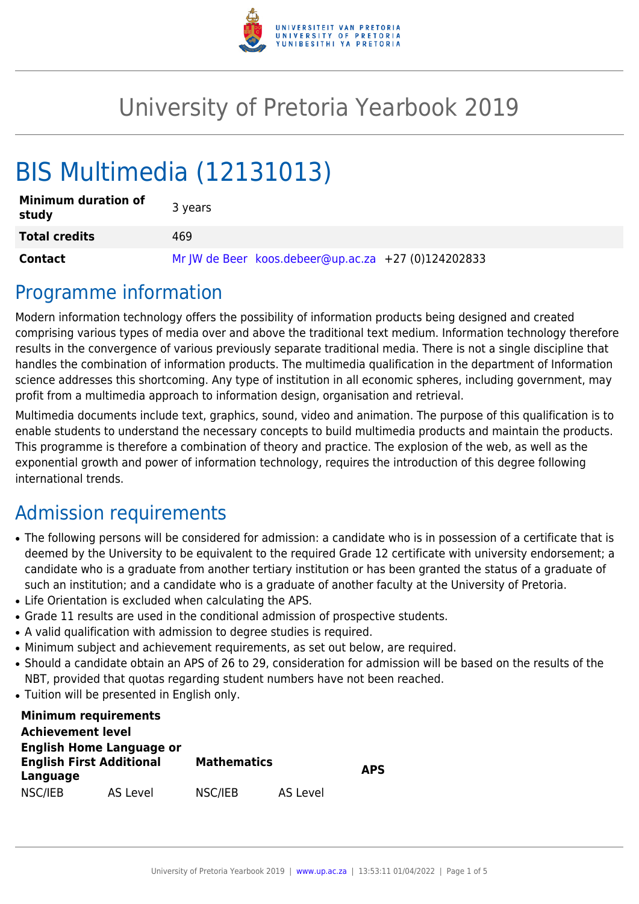# University of Pretoria Yearbook 2019

# BIS Multimedia (12131013)

| | |
|---|---|
| **Minimum duration of study** | 3 years |
| **Total credits** | 469 |
| **Contact** | Mr JW de Beer koos.debeer@up.ac.za +27 (0)124202833 |

## Programme information

Modern information technology offers the possibility of information products being designed and created comprising various types of media over and above the traditional text medium. Information technology therefore results in the convergence of various previously separate traditional media. There is not a single discipline that handles the combination of information products. The multimedia qualification in the department of Information science addresses this shortcoming. Any type of institution in all economic spheres, including government, may profit from a multimedia approach to information design, organisation and retrieval.

Multimedia documents include text, graphics, sound, video and animation. The purpose of this qualification is to enable students to understand the necessary concepts to build multimedia products and maintain the products. This programme is therefore a combination of theory and practice. The explosion of the web, as well as the exponential growth and power of information technology, requires the introduction of this degree following international trends.

## Admission requirements

- The following persons will be considered for admission: a candidate who is in possession of a certificate that is deemed by the University to be equivalent to the required Grade 12 certificate with university endorsement; a candidate who is a graduate from another tertiary institution or has been granted the status of a graduate of such an institution; and a candidate who is a graduate of another faculty at the University of Pretoria.
- Life Orientation is excluded when calculating the APS.
- Grade 11 results are used in the conditional admission of prospective students.
- A valid qualification with admission to degree studies is required.
- Minimum subject and achievement requirements, as set out below, are required.
- Should a candidate obtain an APS of 26 to 29, consideration for admission will be based on the results of the NBT, provided that quotas regarding student numbers have not been reached.
- Tuition will be presented in English only.

| **Minimum requirements** | | | | |
|---|---|---|---|---|
| **Achievement level** | | | | |
| **English Home Language or English First Additional Language** | | **Mathematics** | | **APS** |
| NSC/IEB | AS Level | NSC/IEB | AS Level | |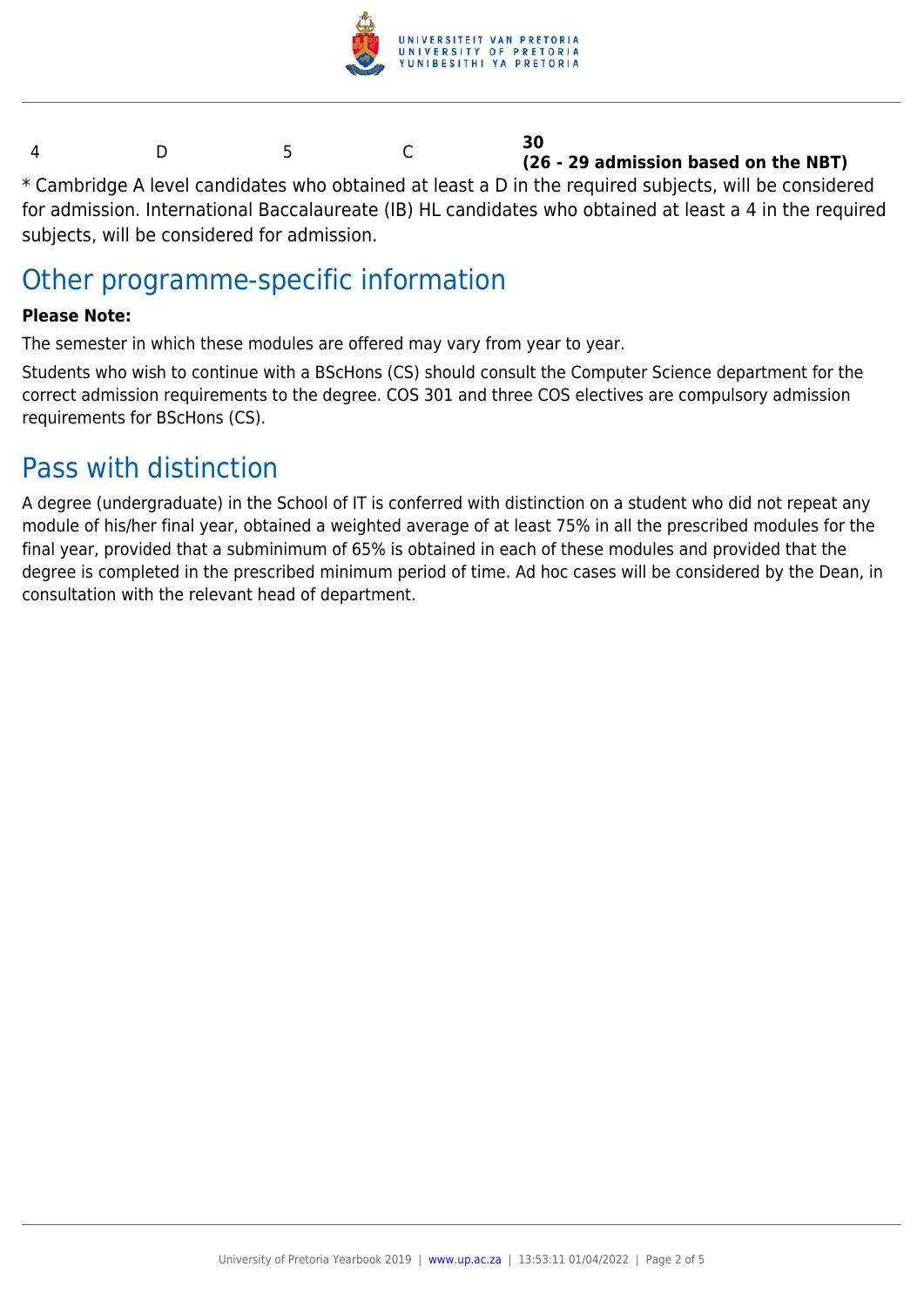| | | | | |
|---|---|---|---|---|
| 4 | D | 5 | C | **30** **(26 - 29 admission based on the NBT)** |

* Cambridge A level candidates who obtained at least a D in the required subjects, will be considered for admission. International Baccalaureate (IB) HL candidates who obtained at least a 4 in the required subjects, will be considered for admission.

## Other programme-specific information

**Please Note:**

The semester in which these modules are offered may vary from year to year.

Students who wish to continue with a BScHons (CS) should consult the Computer Science department for the correct admission requirements to the degree. COS 301 and three COS electives are compulsory admission requirements for BScHons (CS).

## Pass with distinction

A degree (undergraduate) in the School of IT is conferred with distinction on a student who did not repeat any module of his/her final year, obtained a weighted average of at least 75% in all the prescribed modules for the final year, provided that a subminimum of 65% is obtained in each of these modules and provided that the degree is completed in the prescribed minimum period of time. Ad hoc cases will be considered by the Dean, in consultation with the relevant head of department.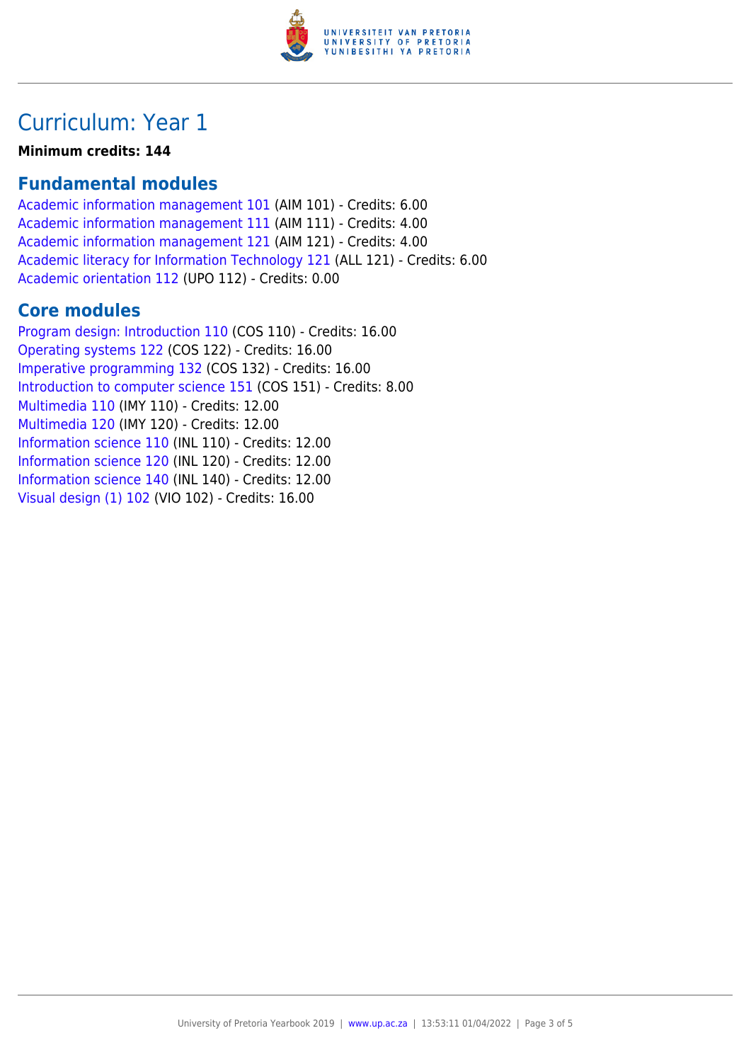# Curriculum: Year 1

**Minimum credits: 144**

## Fundamental modules

Academic information management 101 (AIM 101) - Credits: 6.00
Academic information management 111 (AIM 111) - Credits: 4.00
Academic information management 121 (AIM 121) - Credits: 4.00
Academic literacy for Information Technology 121 (ALL 121) - Credits: 6.00
Academic orientation 112 (UPO 112) - Credits: 0.00

## Core modules

Program design: Introduction 110 (COS 110) - Credits: 16.00
Operating systems 122 (COS 122) - Credits: 16.00
Imperative programming 132 (COS 132) - Credits: 16.00
Introduction to computer science 151 (COS 151) - Credits: 8.00
Multimedia 110 (IMY 110) - Credits: 12.00
Multimedia 120 (IMY 120) - Credits: 12.00
Information science 110 (INL 110) - Credits: 12.00
Information science 120 (INL 120) - Credits: 12.00
Information science 140 (INL 140) - Credits: 12.00
Visual design (1) 102 (VIO 102) - Credits: 16.00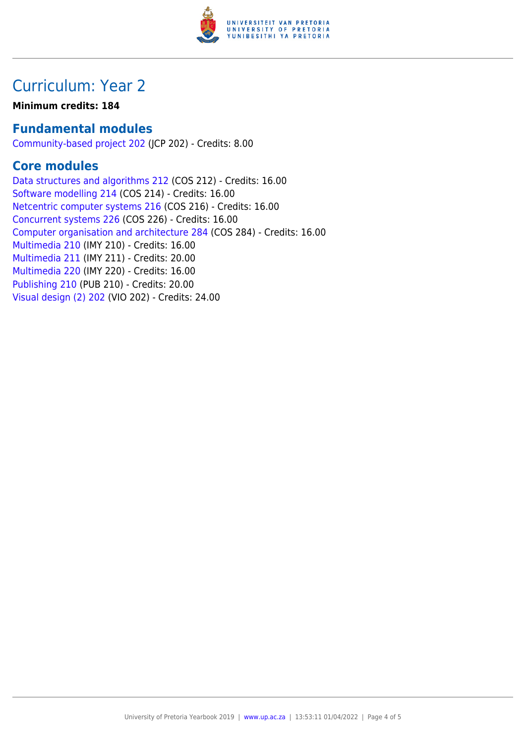# Curriculum: Year 2

**Minimum credits: 184**

## Fundamental modules

Community-based project 202 (JCP 202) - Credits: 8.00

## Core modules

Data structures and algorithms 212 (COS 212) - Credits: 16.00
Software modelling 214 (COS 214) - Credits: 16.00
Netcentric computer systems 216 (COS 216) - Credits: 16.00
Concurrent systems 226 (COS 226) - Credits: 16.00
Computer organisation and architecture 284 (COS 284) - Credits: 16.00
Multimedia 210 (IMY 210) - Credits: 16.00
Multimedia 211 (IMY 211) - Credits: 20.00
Multimedia 220 (IMY 220) - Credits: 16.00
Publishing 210 (PUB 210) - Credits: 20.00
Visual design (2) 202 (VIO 202) - Credits: 24.00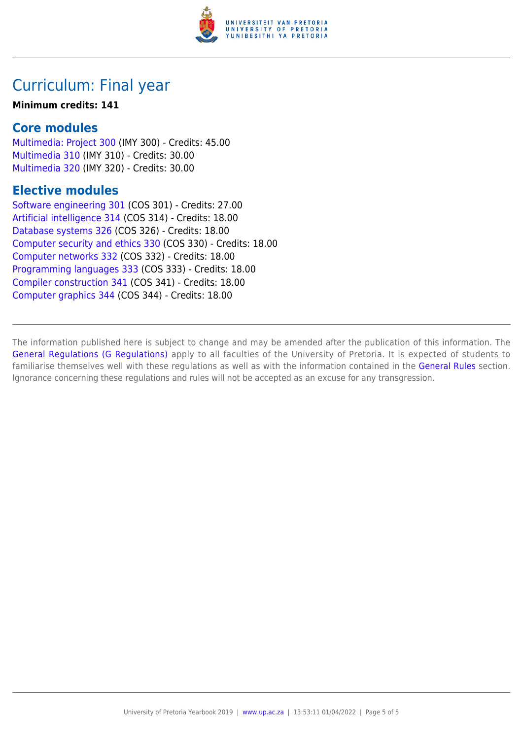# Curriculum: Final year

**Minimum credits: 141**

## Core modules

Multimedia: Project 300 (IMY 300) - Credits: 45.00
Multimedia 310 (IMY 310) - Credits: 30.00
Multimedia 320 (IMY 320) - Credits: 30.00

## Elective modules

Software engineering 301 (COS 301) - Credits: 27.00
Artificial intelligence 314 (COS 314) - Credits: 18.00
Database systems 326 (COS 326) - Credits: 18.00
Computer security and ethics 330 (COS 330) - Credits: 18.00
Computer networks 332 (COS 332) - Credits: 18.00
Programming languages 333 (COS 333) - Credits: 18.00
Compiler construction 341 (COS 341) - Credits: 18.00
Computer graphics 344 (COS 344) - Credits: 18.00

The information published here is subject to change and may be amended after the publication of this information. The General Regulations (G Regulations) apply to all faculties of the University of Pretoria. It is expected of students to familiarise themselves well with these regulations as well as with the information contained in the General Rules section. Ignorance concerning these regulations and rules will not be accepted as an excuse for any transgression.